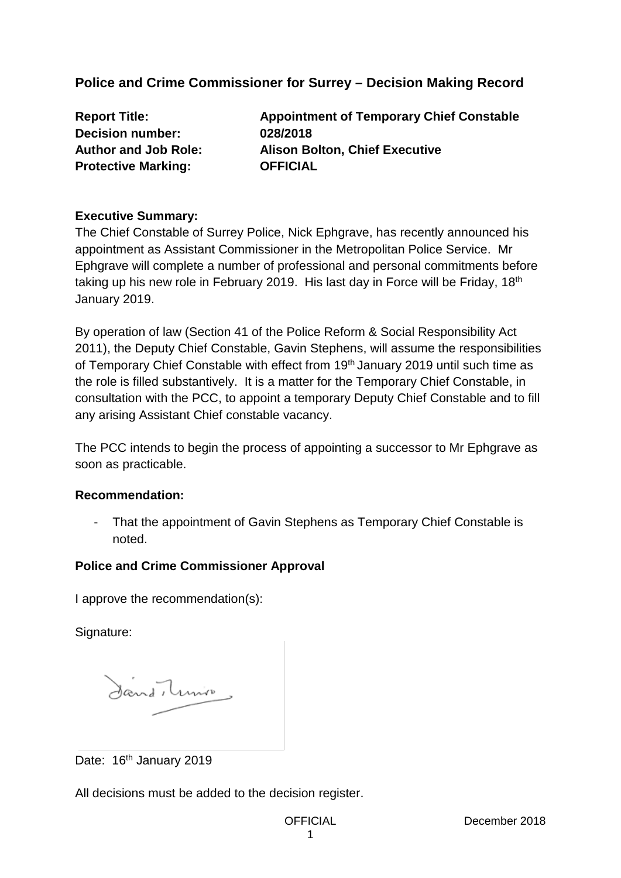## Police and Crime Commissioner for Surrey – Decision Making Record

**Report Title:** **Appointment of Temporary Chief Constable**
**Decision number:** **028/2018**
**Author and Job Role:** **Alison Bolton, Chief Executive**
**Protective Marking:** **OFFICIAL**

**Executive Summary:**
The Chief Constable of Surrey Police, Nick Ephgrave, has recently announced his appointment as Assistant Commissioner in the Metropolitan Police Service. Mr Ephgrave will complete a number of professional and personal commitments before taking up his new role in February 2019. His last day in Force will be Friday, 18th January 2019.

By operation of law (Section 41 of the Police Reform & Social Responsibility Act 2011), the Deputy Chief Constable, Gavin Stephens, will assume the responsibilities of Temporary Chief Constable with effect from 19th January 2019 until such time as the role is filled substantively. It is a matter for the Temporary Chief Constable, in consultation with the PCC, to appoint a temporary Deputy Chief Constable and to fill any arising Assistant Chief constable vacancy.

The PCC intends to begin the process of appointing a successor to Mr Ephgrave as soon as practicable.

**Recommendation:**

- That the appointment of Gavin Stephens as Temporary Chief Constable is noted.

**Police and Crime Commissioner Approval**

I approve the recommendation(s):

Signature:

Date: 16th January 2019

All decisions must be added to the decision register.

OFFICIAL December 2018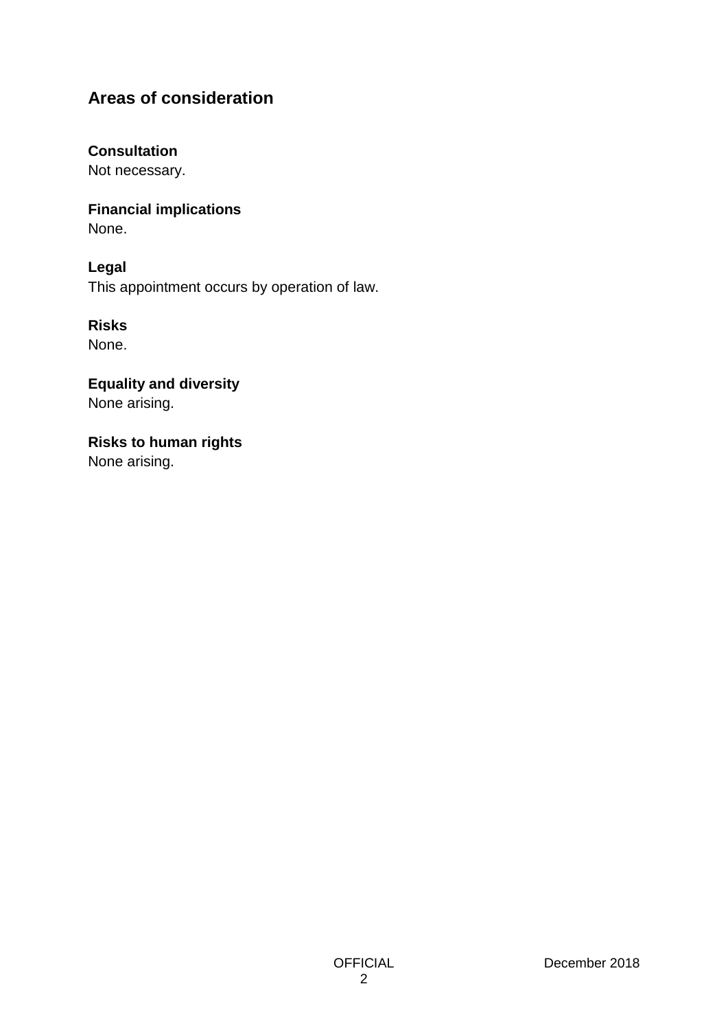## Areas of consideration

**Consultation**
Not necessary.

**Financial implications**
None.

**Legal**
This appointment occurs by operation of law.

**Risks**
None.

**Equality and diversity**
None arising.

**Risks to human rights**
None arising.